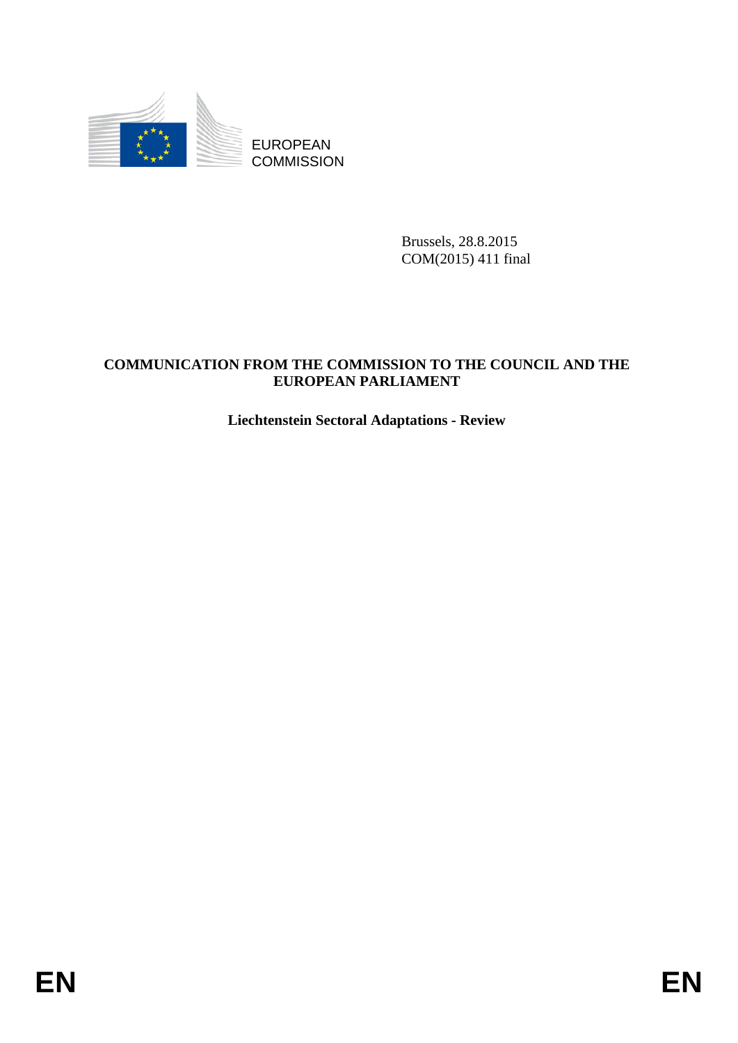EUROPEAN COMMISSION

Brussels, 28.8.2015
COM(2015) 411 final

**COMMUNICATION FROM THE COMMISSION TO THE COUNCIL AND THE EUROPEAN PARLIAMENT**

**Liechtenstein Sectoral Adaptations - Review**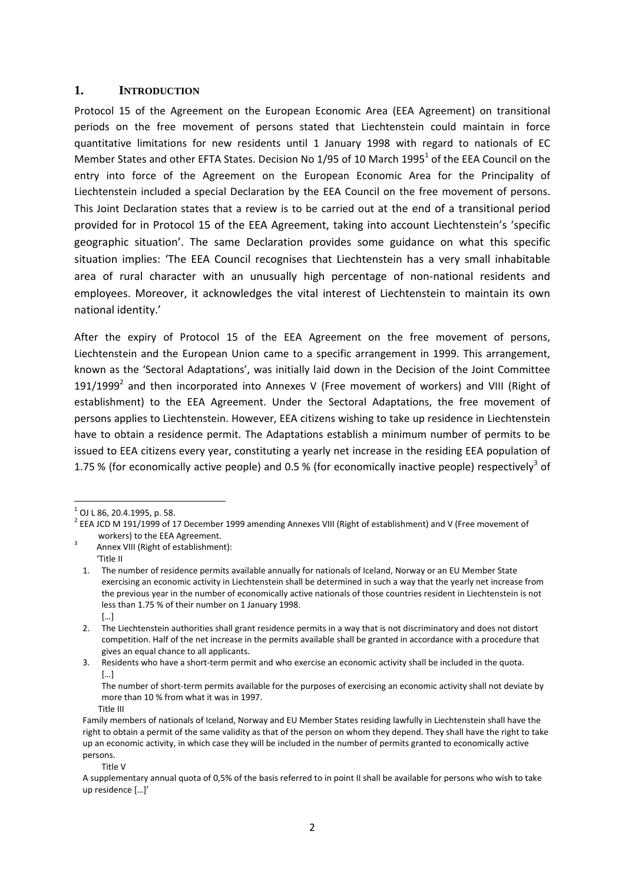## 1. INTRODUCTION

Protocol 15 of the Agreement on the European Economic Area (EEA Agreement) on transitional periods on the free movement of persons stated that Liechtenstein could maintain in force quantitative limitations for new residents until 1 January 1998 with regard to nationals of EC Member States and other EFTA States. Decision No 1/95 of 10 March 1995[1] of the EEA Council on the entry into force of the Agreement on the European Economic Area for the Principality of Liechtenstein included a special Declaration by the EEA Council on the free movement of persons. This Joint Declaration states that a review is to be carried out at the end of a transitional period provided for in Protocol 15 of the EEA Agreement, taking into account Liechtenstein's 'specific geographic situation'. The same Declaration provides some guidance on what this specific situation implies: 'The EEA Council recognises that Liechtenstein has a very small inhabitable area of rural character with an unusually high percentage of non-national residents and employees. Moreover, it acknowledges the vital interest of Liechtenstein to maintain its own national identity.'

After the expiry of Protocol 15 of the EEA Agreement on the free movement of persons, Liechtenstein and the European Union came to a specific arrangement in 1999. This arrangement, known as the 'Sectoral Adaptations', was initially laid down in the Decision of the Joint Committee 191/1999[2] and then incorporated into Annexes V (Free movement of workers) and VIII (Right of establishment) to the EEA Agreement. Under the Sectoral Adaptations, the free movement of persons applies to Liechtenstein. However, EEA citizens wishing to take up residence in Liechtenstein have to obtain a residence permit. The Adaptations establish a minimum number of permits to be issued to EEA citizens every year, constituting a yearly net increase in the residing EEA population of 1.75 % (for economically active people) and 0.5 % (for economically inactive people) respectively[3] of

---

[1] OJ L 86, 20.4.1995, p. 58.

[2] EEA JCD M 191/1999 of 17 December 1999 amending Annexes VIII (Right of establishment) and V (Free movement of workers) to the EEA Agreement.

[3] Annex VIII (Right of establishment):

'Title II

1. The number of residence permits available annually for nationals of Iceland, Norway or an EU Member State exercising an economic activity in Liechtenstein shall be determined in such a way that the yearly net increase from the previous year in the number of economically active nationals of those countries resident in Liechtenstein is not less than 1.75 % of their number on 1 January 1998.
   […]
2. The Liechtenstein authorities shall grant residence permits in a way that is not discriminatory and does not distort competition. Half of the net increase in the permits available shall be granted in accordance with a procedure that gives an equal chance to all applicants.
3. Residents who have a short-term permit and who exercise an economic activity shall be included in the quota.
   […]
   The number of short-term permits available for the purposes of exercising an economic activity shall not deviate by more than 10 % from what it was in 1997.

Title III

Family members of nationals of Iceland, Norway and EU Member States residing lawfully in Liechtenstein shall have the right to obtain a permit of the same validity as that of the person on whom they depend. They shall have the right to take up an economic activity, in which case they will be included in the number of permits granted to economically active persons.

Title V

A supplementary annual quota of 0,5% of the basis referred to in point II shall be available for persons who wish to take up residence […]'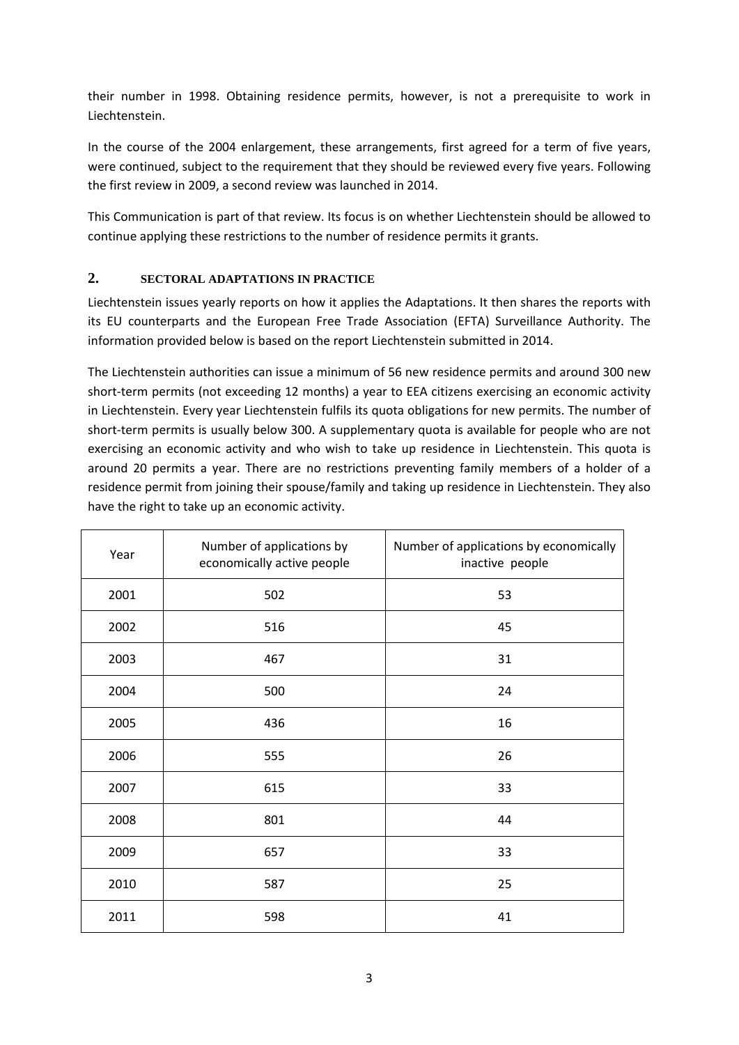their number in 1998. Obtaining residence permits, however, is not a prerequisite to work in Liechtenstein.

In the course of the 2004 enlargement, these arrangements, first agreed for a term of five years, were continued, subject to the requirement that they should be reviewed every five years. Following the first review in 2009, a second review was launched in 2014.

This Communication is part of that review. Its focus is on whether Liechtenstein should be allowed to continue applying these restrictions to the number of residence permits it grants.

## 2. SECTORAL ADAPTATIONS IN PRACTICE

Liechtenstein issues yearly reports on how it applies the Adaptations. It then shares the reports with its EU counterparts and the European Free Trade Association (EFTA) Surveillance Authority. The information provided below is based on the report Liechtenstein submitted in 2014.

The Liechtenstein authorities can issue a minimum of 56 new residence permits and around 300 new short-term permits (not exceeding 12 months) a year to EEA citizens exercising an economic activity in Liechtenstein. Every year Liechtenstein fulfils its quota obligations for new permits. The number of short-term permits is usually below 300. A supplementary quota is available for people who are not exercising an economic activity and who wish to take up residence in Liechtenstein. This quota is around 20 permits a year. There are no restrictions preventing family members of a holder of a residence permit from joining their spouse/family and taking up residence in Liechtenstein. They also have the right to take up an economic activity.

| Year | Number of applications by economically active people | Number of applications by economically inactive people |
|---|---|---|
| 2001 | 502 | 53 |
| 2002 | 516 | 45 |
| 2003 | 467 | 31 |
| 2004 | 500 | 24 |
| 2005 | 436 | 16 |
| 2006 | 555 | 26 |
| 2007 | 615 | 33 |
| 2008 | 801 | 44 |
| 2009 | 657 | 33 |
| 2010 | 587 | 25 |
| 2011 | 598 | 41 |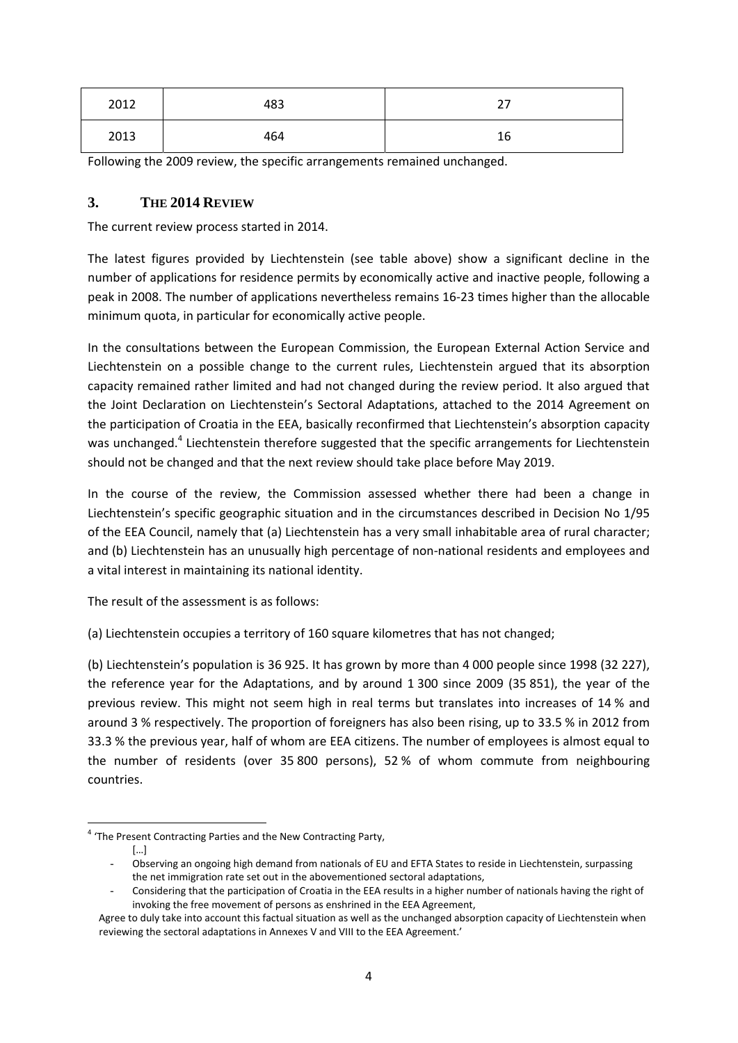| 2012 | 483 | 27 |
| --- | --- | --- |
| 2013 | 464 | 16 |

Following the 2009 review, the specific arrangements remained unchanged.

## 3. THE 2014 REVIEW

The current review process started in 2014.

The latest figures provided by Liechtenstein (see table above) show a significant decline in the number of applications for residence permits by economically active and inactive people, following a peak in 2008. The number of applications nevertheless remains 16-23 times higher than the allocable minimum quota, in particular for economically active people.

In the consultations between the European Commission, the European External Action Service and Liechtenstein on a possible change to the current rules, Liechtenstein argued that its absorption capacity remained rather limited and had not changed during the review period. It also argued that the Joint Declaration on Liechtenstein's Sectoral Adaptations, attached to the 2014 Agreement on the participation of Croatia in the EEA, basically reconfirmed that Liechtenstein's absorption capacity was unchanged.[4] Liechtenstein therefore suggested that the specific arrangements for Liechtenstein should not be changed and that the next review should take place before May 2019.

In the course of the review, the Commission assessed whether there had been a change in Liechtenstein's specific geographic situation and in the circumstances described in Decision No 1/95 of the EEA Council, namely that (a) Liechtenstein has a very small inhabitable area of rural character; and (b) Liechtenstein has an unusually high percentage of non-national residents and employees and a vital interest in maintaining its national identity.

The result of the assessment is as follows:

(a) Liechtenstein occupies a territory of 160 square kilometres that has not changed;

(b) Liechtenstein's population is 36 925. It has grown by more than 4 000 people since 1998 (32 227), the reference year for the Adaptations, and by around 1 300 since 2009 (35 851), the year of the previous review. This might not seem high in real terms but translates into increases of 14 % and around 3 % respectively. The proportion of foreigners has also been rising, up to 33.5 % in 2012 from 33.3 % the previous year, half of whom are EEA citizens. The number of employees is almost equal to the number of residents (over 35 800 persons), 52 % of whom commute from neighbouring countries.

---

[4] 'The Present Contracting Parties and the New Contracting Party,

[…]

- Observing an ongoing high demand from nationals of EU and EFTA States to reside in Liechtenstein, surpassing the net immigration rate set out in the abovementioned sectoral adaptations,
- Considering that the participation of Croatia in the EEA results in a higher number of nationals having the right of invoking the free movement of persons as enshrined in the EEA Agreement,

Agree to duly take into account this factual situation as well as the unchanged absorption capacity of Liechtenstein when reviewing the sectoral adaptations in Annexes V and VIII to the EEA Agreement.'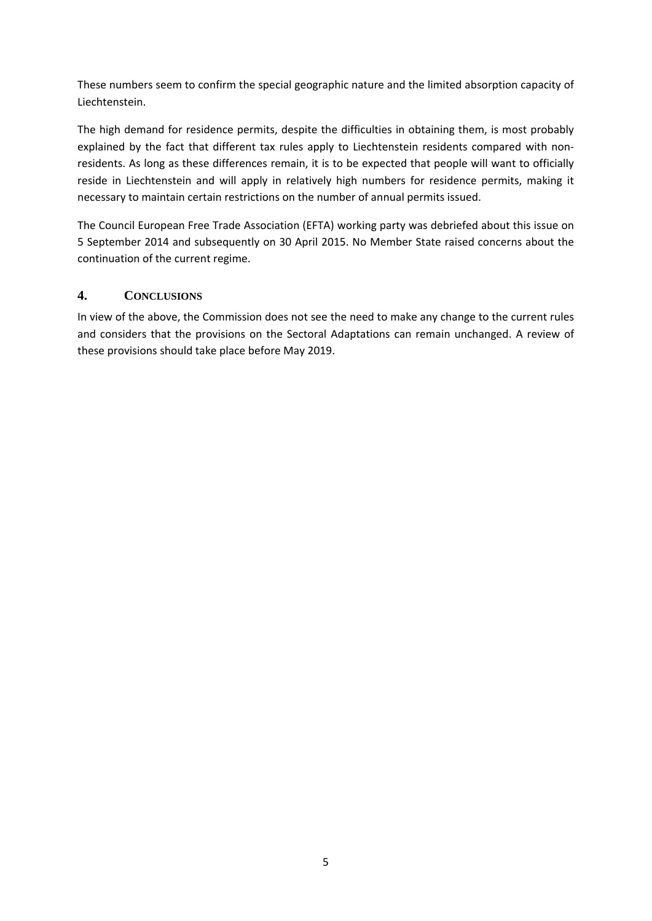These numbers seem to confirm the special geographic nature and the limited absorption capacity of Liechtenstein.

The high demand for residence permits, despite the difficulties in obtaining them, is most probably explained by the fact that different tax rules apply to Liechtenstein residents compared with non-residents. As long as these differences remain, it is to be expected that people will want to officially reside in Liechtenstein and will apply in relatively high numbers for residence permits, making it necessary to maintain certain restrictions on the number of annual permits issued.

The Council European Free Trade Association (EFTA) working party was debriefed about this issue on 5 September 2014 and subsequently on 30 April 2015. No Member State raised concerns about the continuation of the current regime.

## 4. CONCLUSIONS

In view of the above, the Commission does not see the need to make any change to the current rules and considers that the provisions on the Sectoral Adaptations can remain unchanged. A review of these provisions should take place before May 2019.